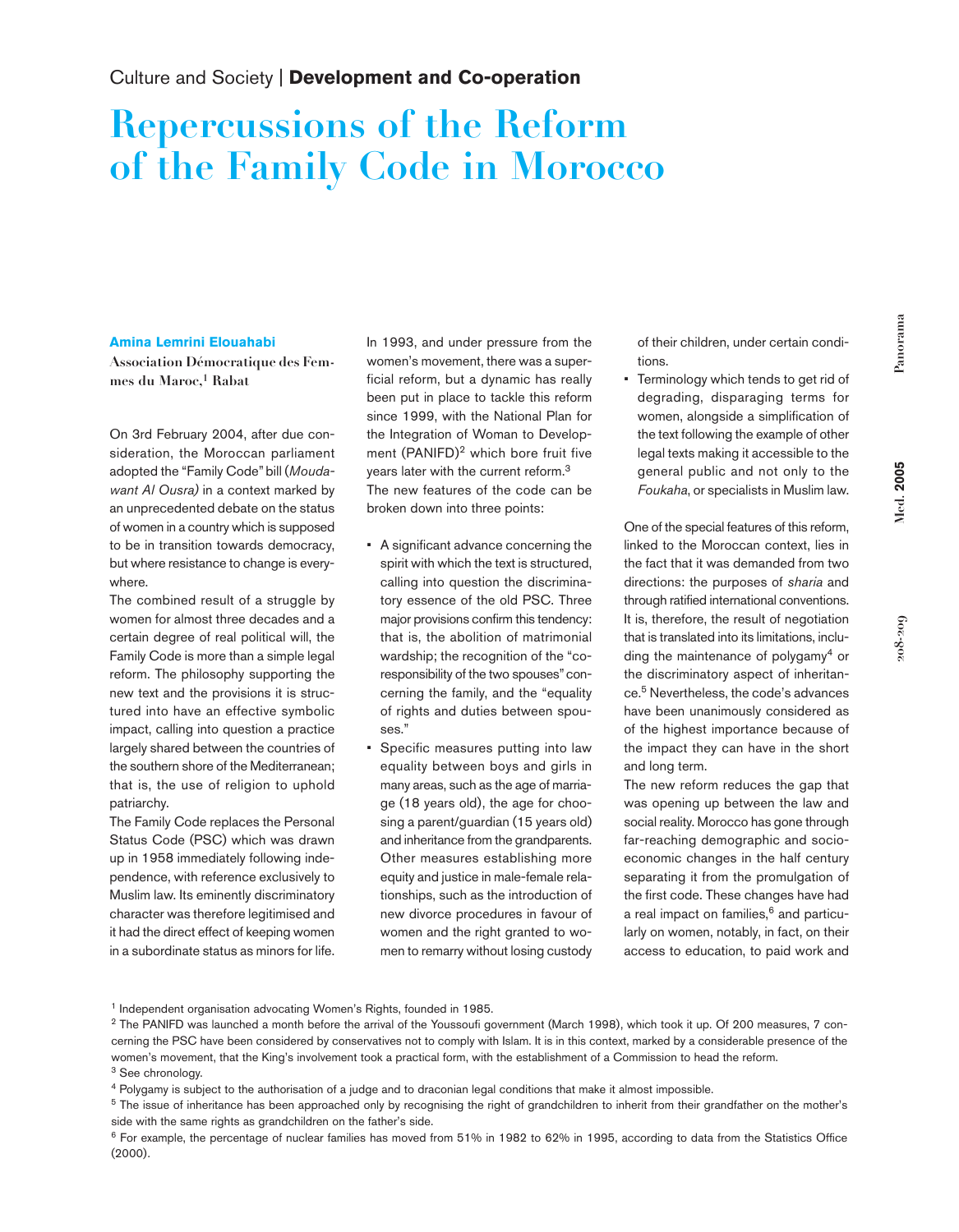Culture and Society | **Development and Co-operation**

# Repercussions of the Reform of the Family Code in Morocco

**Amina Lemrini Elouahabi**

**Association Démocratique des Femmes du Maroc,[1] Rabat**

On 3rd February 2004, after due consideration, the Moroccan parliament adopted the "Family Code" bill (*Moudawant Al Ousra)* in a context marked by an unprecedented debate on the status of women in a country which is supposed to be in transition towards democracy, but where resistance to change is everywhere.

The combined result of a struggle by women for almost three decades and a certain degree of real political will, the Family Code is more than a simple legal reform. The philosophy supporting the new text and the provisions it is structured into have an effective symbolic impact, calling into question a practice largely shared between the countries of the southern shore of the Mediterranean; that is, the use of religion to uphold patriarchy.

The Family Code replaces the Personal Status Code (PSC) which was drawn up in 1958 immediately following independence, with reference exclusively to Muslim law. Its eminently discriminatory character was therefore legitimised and it had the direct effect of keeping women in a subordinate status as minors for life.

In 1993, and under pressure from the women's movement, there was a superficial reform, but a dynamic has really been put in place to tackle this reform since 1999, with the National Plan for the Integration of Woman to Development (PANIFD)[2] which bore fruit five years later with the current reform.[3]

The new features of the code can be broken down into three points:

- A significant advance concerning the spirit with which the text is structured, calling into question the discriminatory essence of the old PSC. Three major provisions confirm this tendency: that is, the abolition of matrimonial wardship; the recognition of the "co-responsibility of the two spouses" concerning the family, and the "equality of rights and duties between spouses."
- Specific measures putting into law equality between boys and girls in many areas, such as the age of marriage (18 years old), the age for choosing a parent/guardian (15 years old) and inheritance from the grandparents. Other measures establishing more equity and justice in male-female relationships, such as the introduction of new divorce procedures in favour of women and the right granted to women to remarry without losing custody of their children, under certain conditions.
- Terminology which tends to get rid of degrading, disparaging terms for women, alongside a simplification of the text following the example of other legal texts making it accessible to the general public and not only to the *Foukaha*, or specialists in Muslim law.

One of the special features of this reform, linked to the Moroccan context, lies in the fact that it was demanded from two directions: the purposes of *sharia* and through ratified international conventions. It is, therefore, the result of negotiation that is translated into its limitations, including the maintenance of polygamy[4] or the discriminatory aspect of inheritance.[5] Nevertheless, the code's advances have been unanimously considered as of the highest importance because of the impact they can have in the short and long term.

The new reform reduces the gap that was opening up between the law and social reality. Morocco has gone through far-reaching demographic and socio-economic changes in the half century separating it from the promulgation of the first code. These changes have had a real impact on families,[6] and particularly on women, notably, in fact, on their access to education, to paid work and

[1] Independent organisation advocating Women's Rights, founded in 1985.

[2] The PANIFD was launched a month before the arrival of the Youssoufi government (March 1998), which took it up. Of 200 measures, 7 concerning the PSC have been considered by conservatives not to comply with Islam. It is in this context, marked by a considerable presence of the women's movement, that the King's involvement took a practical form, with the establishment of a Commission to head the reform.

[3] See chronology.

[4] Polygamy is subject to the authorisation of a judge and to draconian legal conditions that make it almost impossible.

[5] The issue of inheritance has been approached only by recognising the right of grandchildren to inherit from their grandfather on the mother's side with the same rights as grandchildren on the father's side.

[6] For example, the percentage of nuclear families has moved from 51% in 1982 to 62% in 1995, according to data from the Statistics Office (2000).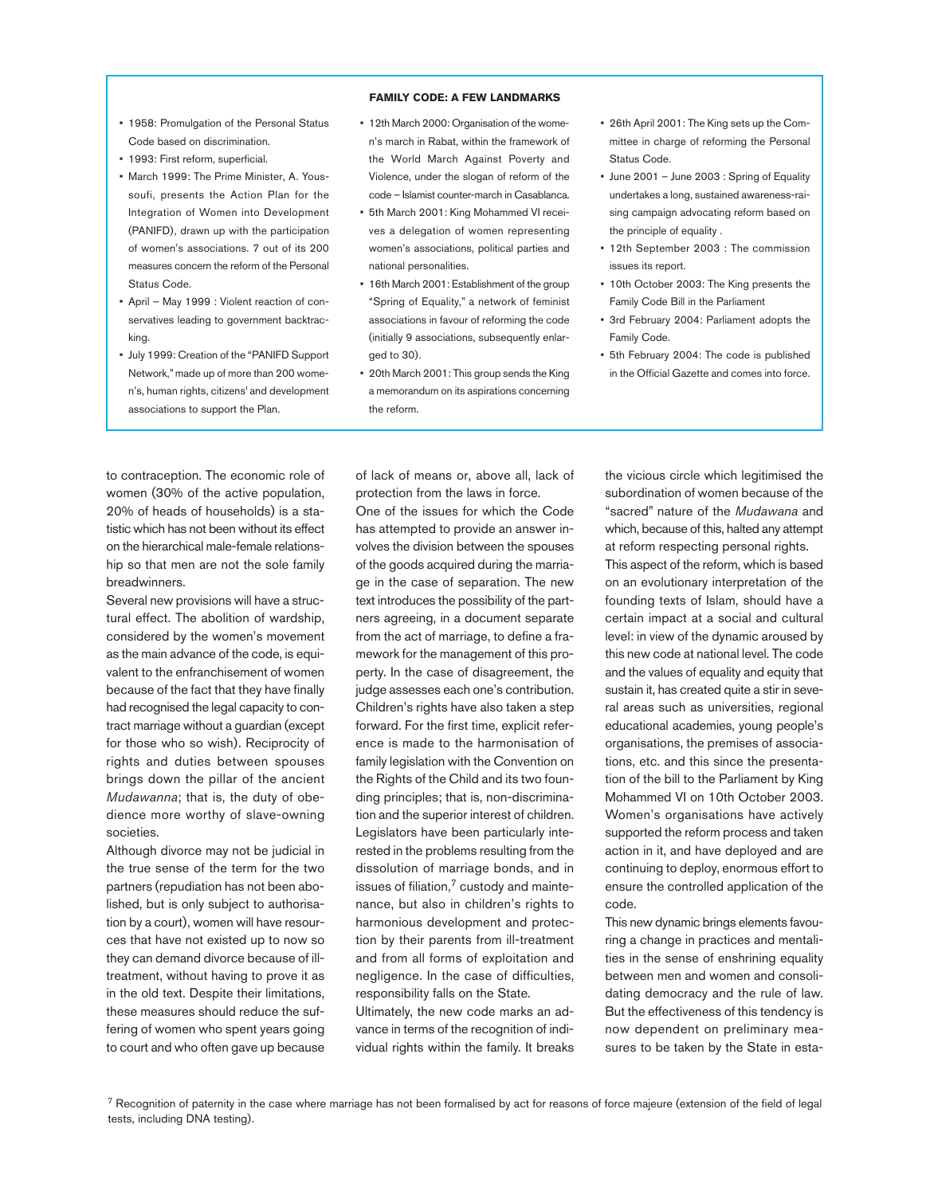**FAMILY CODE: A FEW LANDMARKS**

- 1958: Promulgation of the Personal Status Code based on discrimination.
- 1993: First reform, superficial.
- March 1999: The Prime Minister, A. Youssoufi, presents the Action Plan for the Integration of Women into Development (PANIFD), drawn up with the participation of women's associations. 7 out of its 200 measures concern the reform of the Personal Status Code.
- April – May 1999 : Violent reaction of conservatives leading to government backtracking.
- July 1999: Creation of the "PANIFD Support Network," made up of more than 200 women's, human rights, citizens' and development associations to support the Plan.
- 12th March 2000: Organisation of the women's march in Rabat, within the framework of the World March Against Poverty and Violence, under the slogan of reform of the code – Islamist counter-march in Casablanca.
- 5th March 2001: King Mohammed VI receives a delegation of women representing women's associations, political parties and national personalities.
- 16th March 2001: Establishment of the group "Spring of Equality," a network of feminist associations in favour of reforming the code (initially 9 associations, subsequently enlarged to 30).
- 20th March 2001: This group sends the King a memorandum on its aspirations concerning the reform.
- 26th April 2001: The King sets up the Committee in charge of reforming the Personal Status Code.
- June 2001 – June 2003 : Spring of Equality undertakes a long, sustained awareness-raising campaign advocating reform based on the principle of equality .
- 12th September 2003 : The commission issues its report.
- 10th October 2003: The King presents the Family Code Bill in the Parliament
- 3rd February 2004: Parliament adopts the Family Code.
- 5th February 2004: The code is published in the Official Gazette and comes into force.

to contraception. The economic role of women (30% of the active population, 20% of heads of households) is a statistic which has not been without its effect on the hierarchical male-female relationship so that men are not the sole family breadwinners.

Several new provisions will have a structural effect. The abolition of wardship, considered by the women's movement as the main advance of the code, is equivalent to the enfranchisement of women because of the fact that they have finally had recognised the legal capacity to contract marriage without a guardian (except for those who so wish). Reciprocity of rights and duties between spouses brings down the pillar of the ancient *Mudawanna*; that is, the duty of obedience more worthy of slave-owning societies.

Although divorce may not be judicial in the true sense of the term for the two partners (repudiation has not been abolished, but is only subject to authorisation by a court), women will have resources that have not existed up to now so they can demand divorce because of ill-treatment, without having to prove it as in the old text. Despite their limitations, these measures should reduce the suffering of women who spent years going to court and who often gave up because of lack of means or, above all, lack of protection from the laws in force.

One of the issues for which the Code has attempted to provide an answer involves the division between the spouses of the goods acquired during the marriage in the case of separation. The new text introduces the possibility of the partners agreeing, in a document separate from the act of marriage, to define a framework for the management of this property. In the case of disagreement, the judge assesses each one's contribution. Children's rights have also taken a step forward. For the first time, explicit reference is made to the harmonisation of family legislation with the Convention on the Rights of the Child and its two founding principles; that is, non-discrimination and the superior interest of children. Legislators have been particularly interested in the problems resulting from the dissolution of marriage bonds, and in issues of filiation,[7] custody and maintenance, but also in children's rights to harmonious development and protection by their parents from ill-treatment and from all forms of exploitation and negligence. In the case of difficulties, responsibility falls on the State.

Ultimately, the new code marks an advance in terms of the recognition of individual rights within the family. It breaks the vicious circle which legitimised the subordination of women because of the "sacred" nature of the *Mudawana* and which, because of this, halted any attempt at reform respecting personal rights.

This aspect of the reform, which is based on an evolutionary interpretation of the founding texts of Islam, should have a certain impact at a social and cultural level: in view of the dynamic aroused by this new code at national level. The code and the values of equality and equity that sustain it, has created quite a stir in several areas such as universities, regional educational academies, young people's organisations, the premises of associations, etc. and this since the presentation of the bill to the Parliament by King Mohammed VI on 10th October 2003. Women's organisations have actively supported the reform process and taken action in it, and have deployed and are continuing to deploy, enormous effort to ensure the controlled application of the code.

This new dynamic brings elements favouring a change in practices and mentalities in the sense of enshrining equality between men and women and consolidating democracy and the rule of law. But the effectiveness of this tendency is now dependent on preliminary measures to be taken by the State in esta-

[7] Recognition of paternity in the case where marriage has not been formalised by act for reasons of force majeure (extension of the field of legal tests, including DNA testing).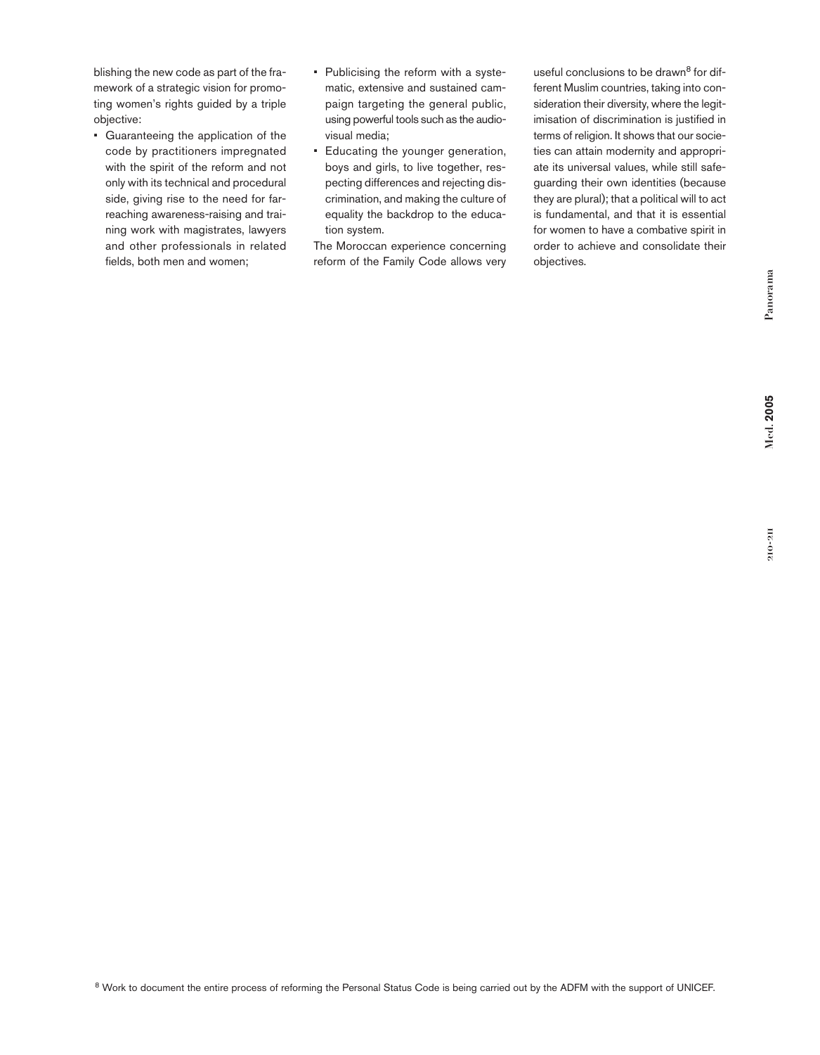blishing the new code as part of the framework of a strategic vision for promoting women's rights guided by a triple objective:

- Guaranteeing the application of the code by practitioners impregnated with the spirit of the reform and not only with its technical and procedural side, giving rise to the need for far-reaching awareness-raising and training work with magistrates, lawyers and other professionals in related fields, both men and women;
- Publicising the reform with a systematic, extensive and sustained campaign targeting the general public, using powerful tools such as the audiovisual media;
- Educating the younger generation, boys and girls, to live together, respecting differences and rejecting discrimination, and making the culture of equality the backdrop to the education system.

The Moroccan experience concerning reform of the Family Code allows very useful conclusions to be drawn[8] for different Muslim countries, taking into consideration their diversity, where the legitimisation of discrimination is justified in terms of religion. It shows that our societies can attain modernity and appropriate its universal values, while still safeguarding their own identities (because they are plural); that a political will to act is fundamental, and that it is essential for women to have a combative spirit in order to achieve and consolidate their objectives.

[8] Work to document the entire process of reforming the Personal Status Code is being carried out by the ADFM with the support of UNICEF.